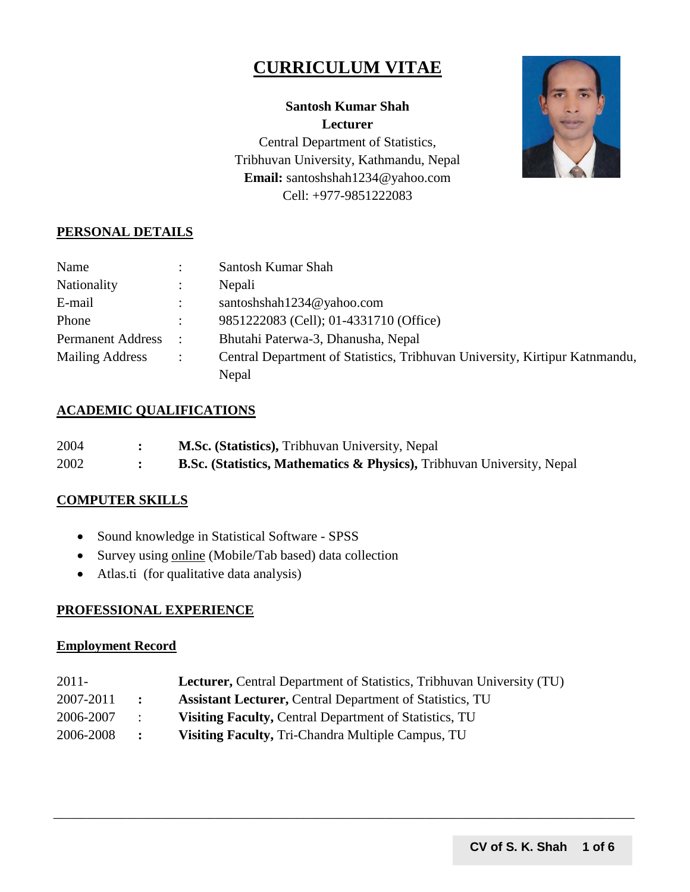# CURRICULUM VITAE

**Santosh Kumar Shah**
**Lecturer**
Central Department of Statistics,
Tribhuvan University, Kathmandu, Nepal
**Email:** santoshshah1234@yahoo.com
Cell: +977-9851222083

## PERSONAL DETAILS

| | | |
|---|---|---|
| Name | : | Santosh Kumar Shah |
| Nationality | : | Nepali |
| E-mail | : | santoshshah1234@yahoo.com |
| Phone | : | 9851222083 (Cell); 01-4331710 (Office) |
| Permanent Address | : | Bhutahi Paterwa-3, Dhanusha, Nepal |
| Mailing Address | : | Central Department of Statistics, Tribhuvan University, Kirtipur Katnmandu, Nepal |

## ACADEMIC QUALIFICATIONS

| | | |
|---|---|---|
| 2004 | : | **M.Sc. (Statistics),** Tribhuvan University, Nepal |
| 2002 | : | **B.Sc. (Statistics, Mathematics & Physics),** Tribhuvan University, Nepal |

## COMPUTER SKILLS

- Sound knowledge in Statistical Software - SPSS
- Survey using online (Mobile/Tab based) data collection
- Atlas.ti (for qualitative data analysis)

## PROFESSIONAL EXPERIENCE

### Employment Record

| | | |
|---|---|---|
| 2011- | | **Lecturer,** Central Department of Statistics, Tribhuvan University (TU) |
| 2007-2011 | : | **Assistant Lecturer,** Central Department of Statistics, TU |
| 2006-2007 | : | **Visiting Faculty,** Central Department of Statistics, TU |
| 2006-2008 | : | **Visiting Faculty,** Tri-Chandra Multiple Campus, TU |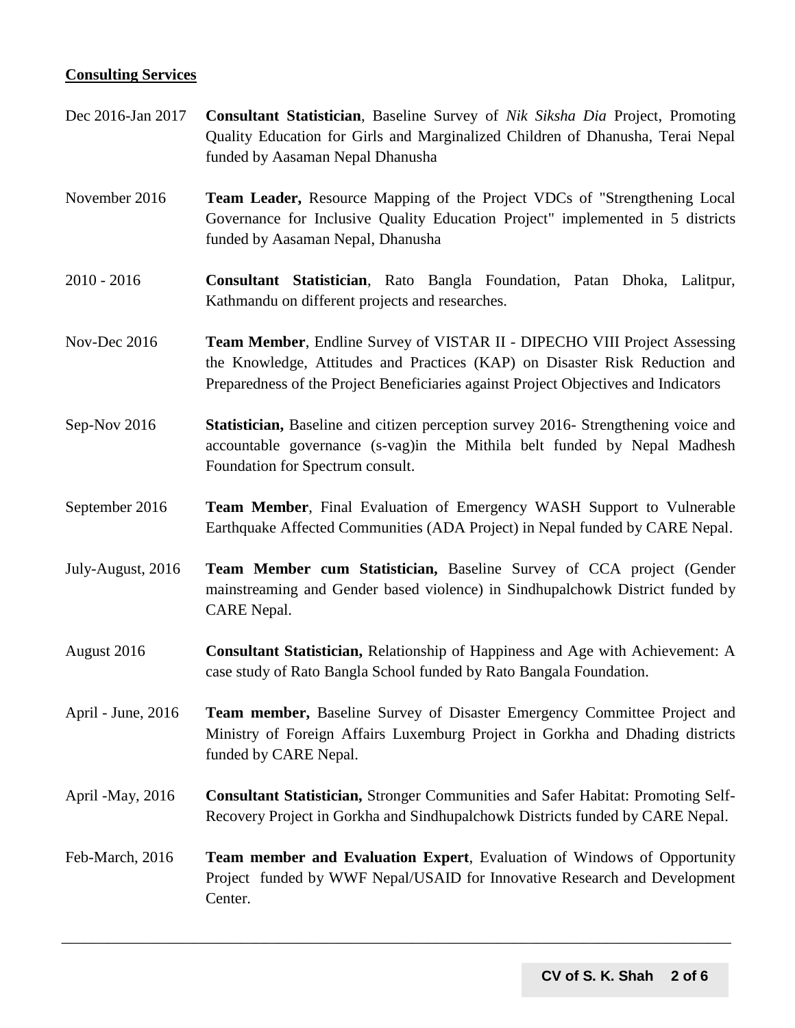**Consulting Services**

| | |
|---|---|
| Dec 2016-Jan 2017 | **Consultant Statistician**, Baseline Survey of *Nik Siksha Dia* Project, Promoting Quality Education for Girls and Marginalized Children of Dhanusha, Terai Nepal funded by Aasaman Nepal Dhanusha |
| November 2016 | **Team Leader,** Resource Mapping of the Project VDCs of "Strengthening Local Governance for Inclusive Quality Education Project" implemented in 5 districts funded by Aasaman Nepal, Dhanusha |
| 2010 - 2016 | **Consultant Statistician**, Rato Bangla Foundation, Patan Dhoka, Lalitpur, Kathmandu on different projects and researches. |
| Nov-Dec 2016 | **Team Member**, Endline Survey of VISTAR II - DIPECHO VIII Project Assessing the Knowledge, Attitudes and Practices (KAP) on Disaster Risk Reduction and Preparedness of the Project Beneficiaries against Project Objectives and Indicators |
| Sep-Nov 2016 | **Statistician,** Baseline and citizen perception survey 2016- Strengthening voice and accountable governance (s-vag)in the Mithila belt funded by Nepal Madhesh Foundation for Spectrum consult. |
| September 2016 | **Team Member**, Final Evaluation of Emergency WASH Support to Vulnerable Earthquake Affected Communities (ADA Project) in Nepal funded by CARE Nepal. |
| July-August, 2016 | **Team Member cum Statistician,** Baseline Survey of CCA project (Gender mainstreaming and Gender based violence) in Sindhupalchowk District funded by CARE Nepal. |
| August 2016 | **Consultant Statistician,** Relationship of Happiness and Age with Achievement: A case study of Rato Bangla School funded by Rato Bangala Foundation. |
| April - June, 2016 | **Team member,** Baseline Survey of Disaster Emergency Committee Project and Ministry of Foreign Affairs Luxemburg Project in Gorkha and Dhading districts funded by CARE Nepal. |
| April -May, 2016 | **Consultant Statistician,** Stronger Communities and Safer Habitat: Promoting Self-Recovery Project in Gorkha and Sindhupalchowk Districts funded by CARE Nepal. |
| Feb-March, 2016 | **Team member and Evaluation Expert**, Evaluation of Windows of Opportunity Project funded by WWF Nepal/USAID for Innovative Research and Development Center. |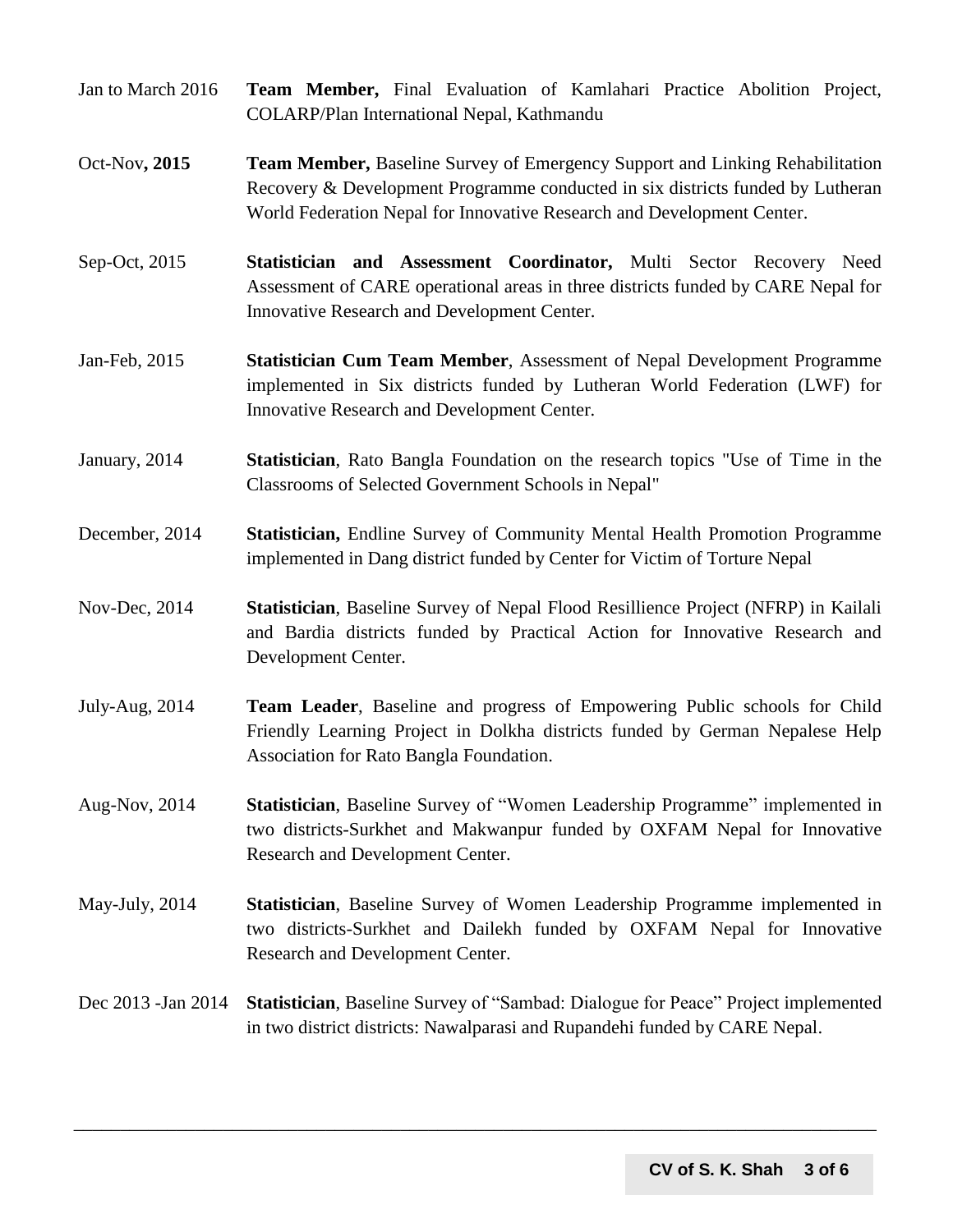Jan to March 2016 **Team Member,** Final Evaluation of Kamlahari Practice Abolition Project, COLARP/Plan International Nepal, Kathmandu

Oct-Nov**, 2015** **Team Member,** Baseline Survey of Emergency Support and Linking Rehabilitation Recovery & Development Programme conducted in six districts funded by Lutheran World Federation Nepal for Innovative Research and Development Center.

Sep-Oct, 2015 **Statistician and Assessment Coordinator,** Multi Sector Recovery Need Assessment of CARE operational areas in three districts funded by CARE Nepal for Innovative Research and Development Center.

Jan-Feb, 2015 **Statistician Cum Team Member**, Assessment of Nepal Development Programme implemented in Six districts funded by Lutheran World Federation (LWF) for Innovative Research and Development Center.

January, 2014 **Statistician**, Rato Bangla Foundation on the research topics "Use of Time in the Classrooms of Selected Government Schools in Nepal"

December, 2014 **Statistician,** Endline Survey of Community Mental Health Promotion Programme implemented in Dang district funded by Center for Victim of Torture Nepal

Nov-Dec, 2014 **Statistician**, Baseline Survey of Nepal Flood Resillience Project (NFRP) in Kailali and Bardia districts funded by Practical Action for Innovative Research and Development Center.

July-Aug, 2014 **Team Leader**, Baseline and progress of Empowering Public schools for Child Friendly Learning Project in Dolkha districts funded by German Nepalese Help Association for Rato Bangla Foundation.

Aug-Nov, 2014 **Statistician**, Baseline Survey of "Women Leadership Programme" implemented in two districts-Surkhet and Makwanpur funded by OXFAM Nepal for Innovative Research and Development Center.

May-July, 2014 **Statistician**, Baseline Survey of Women Leadership Programme implemented in two districts-Surkhet and Dailekh funded by OXFAM Nepal for Innovative Research and Development Center.

Dec 2013 -Jan 2014 **Statistician**, Baseline Survey of "Sambad: Dialogue for Peace" Project implemented in two district districts: Nawalparasi and Rupandehi funded by CARE Nepal.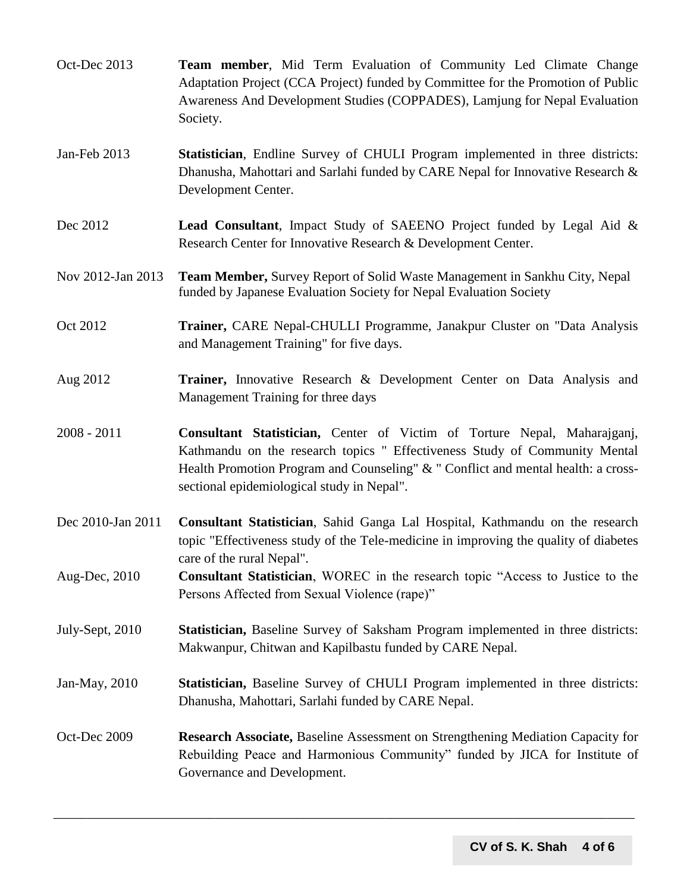| | |
|---|---|
| Oct-Dec 2013 | **Team member**, Mid Term Evaluation of Community Led Climate Change Adaptation Project (CCA Project) funded by Committee for the Promotion of Public Awareness And Development Studies (COPPADES), Lamjung for Nepal Evaluation Society. |
| Jan-Feb 2013 | **Statistician**, Endline Survey of CHULI Program implemented in three districts: Dhanusha, Mahottari and Sarlahi funded by CARE Nepal for Innovative Research & Development Center. |
| Dec 2012 | **Lead Consultant**, Impact Study of SAEENO Project funded by Legal Aid & Research Center for Innovative Research & Development Center. |
| Nov 2012-Jan 2013 | **Team Member,** Survey Report of Solid Waste Management in Sankhu City, Nepal funded by Japanese Evaluation Society for Nepal Evaluation Society |
| Oct 2012 | **Trainer,** CARE Nepal-CHULLI Programme, Janakpur Cluster on "Data Analysis and Management Training" for five days. |
| Aug 2012 | **Trainer,** Innovative Research & Development Center on Data Analysis and Management Training for three days |
| 2008 - 2011 | **Consultant Statistician,** Center of Victim of Torture Nepal, Maharajganj, Kathmandu on the research topics " Effectiveness Study of Community Mental Health Promotion Program and Counseling" & " Conflict and mental health: a cross-sectional epidemiological study in Nepal". |
| Dec 2010-Jan 2011 | **Consultant Statistician**, Sahid Ganga Lal Hospital, Kathmandu on the research topic "Effectiveness study of the Tele-medicine in improving the quality of diabetes care of the rural Nepal". |
| Aug-Dec, 2010 | **Consultant Statistician**, WOREC in the research topic "Access to Justice to the Persons Affected from Sexual Violence (rape)" |
| July-Sept, 2010 | **Statistician,** Baseline Survey of Saksham Program implemented in three districts: Makwanpur, Chitwan and Kapilbastu funded by CARE Nepal. |
| Jan-May, 2010 | **Statistician,** Baseline Survey of CHULI Program implemented in three districts: Dhanusha, Mahottari, Sarlahi funded by CARE Nepal. |
| Oct-Dec 2009 | **Research Associate,** Baseline Assessment on Strengthening Mediation Capacity for Rebuilding Peace and Harmonious Community" funded by JICA for Institute of Governance and Development. |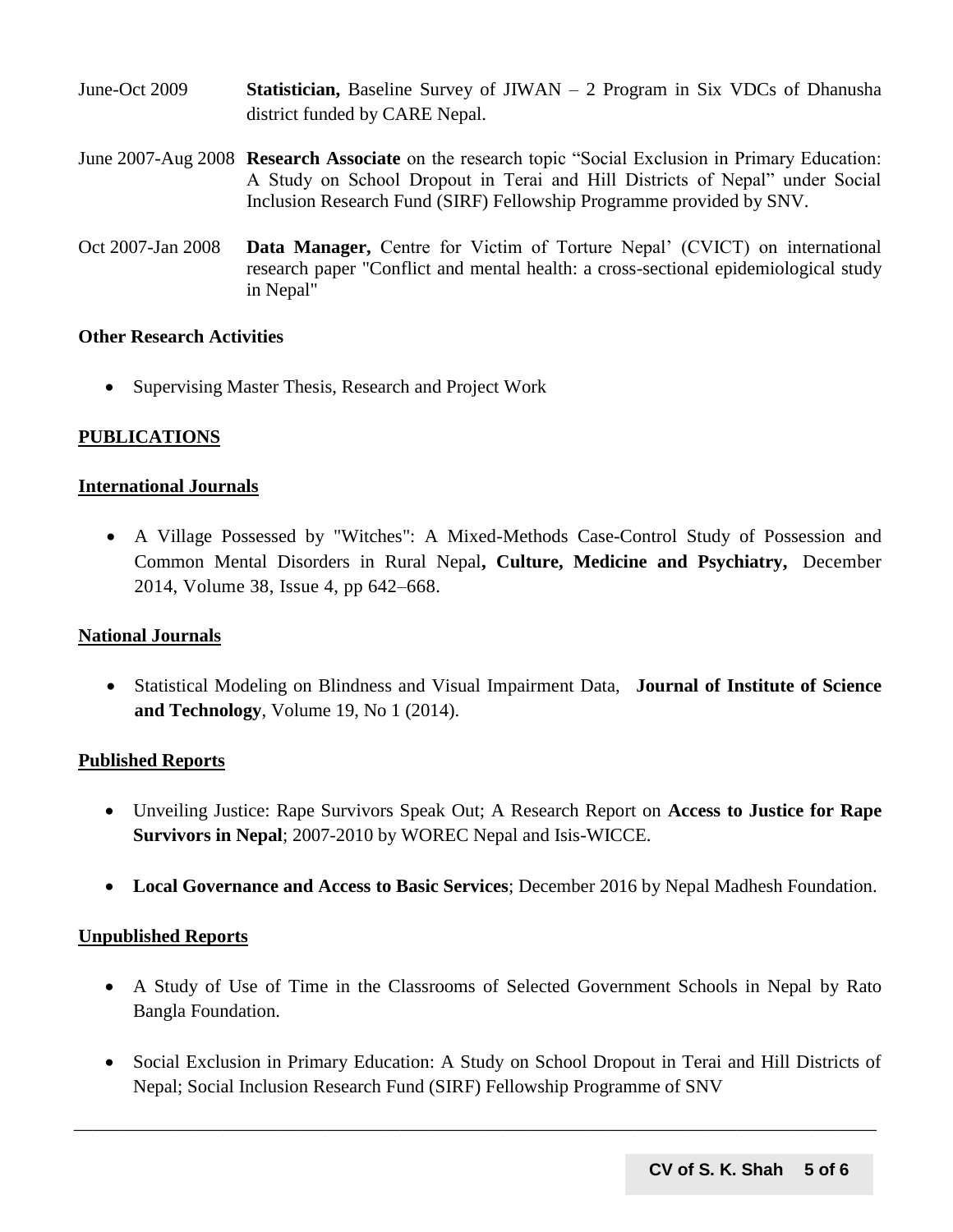June-Oct 2009 **Statistician,** Baseline Survey of JIWAN – 2 Program in Six VDCs of Dhanusha district funded by CARE Nepal.

June 2007-Aug 2008 **Research Associate** on the research topic "Social Exclusion in Primary Education: A Study on School Dropout in Terai and Hill Districts of Nepal" under Social Inclusion Research Fund (SIRF) Fellowship Programme provided by SNV.

Oct 2007-Jan 2008 **Data Manager,** Centre for Victim of Torture Nepal' (CVICT) on international research paper "Conflict and mental health: a cross-sectional epidemiological study in Nepal"

**Other Research Activities**

- Supervising Master Thesis, Research and Project Work

## PUBLICATIONS

### International Journals

- A Village Possessed by "Witches": A Mixed-Methods Case-Control Study of Possession and Common Mental Disorders in Rural Nepal**, Culture, Medicine and Psychiatry,** December 2014, Volume 38, Issue 4, pp 642–668.

### National Journals

- Statistical Modeling on Blindness and Visual Impairment Data, **Journal of Institute of Science and Technology**, Volume 19, No 1 (2014).

### Published Reports

- Unveiling Justice: Rape Survivors Speak Out; A Research Report on **Access to Justice for Rape Survivors in Nepal**; 2007-2010 by WOREC Nepal and Isis-WICCE.
- **Local Governance and Access to Basic Services**; December 2016 by Nepal Madhesh Foundation.

### Unpublished Reports

- A Study of Use of Time in the Classrooms of Selected Government Schools in Nepal by Rato Bangla Foundation.
- Social Exclusion in Primary Education: A Study on School Dropout in Terai and Hill Districts of Nepal; Social Inclusion Research Fund (SIRF) Fellowship Programme of SNV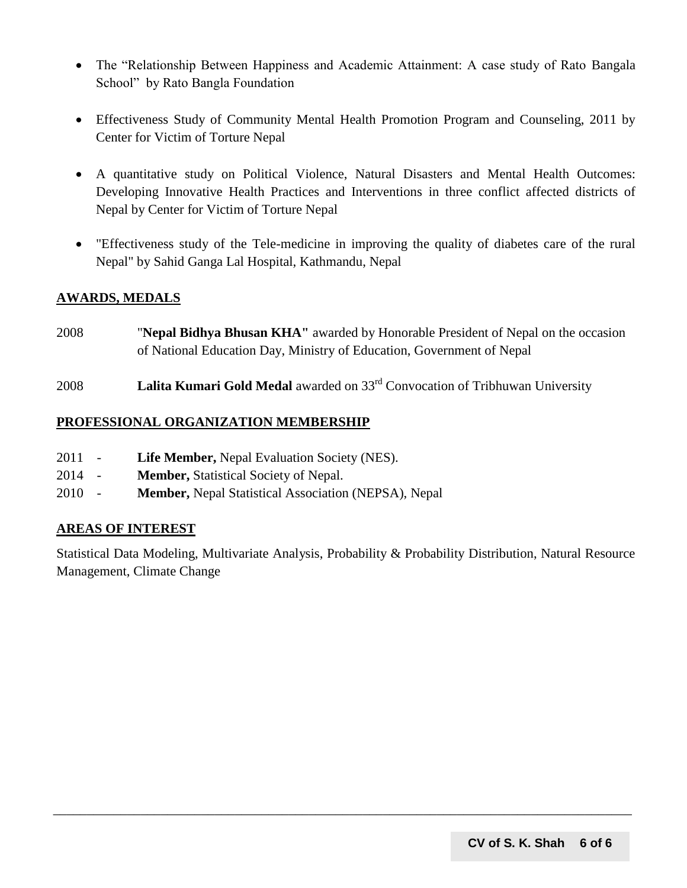- The "Relationship Between Happiness and Academic Attainment: A case study of Rato Bangala School" by Rato Bangla Foundation

- Effectiveness Study of Community Mental Health Promotion Program and Counseling, 2011 by Center for Victim of Torture Nepal

- A quantitative study on Political Violence, Natural Disasters and Mental Health Outcomes: Developing Innovative Health Practices and Interventions in three conflict affected districts of Nepal by Center for Victim of Torture Nepal

- "Effectiveness study of the Tele-medicine in improving the quality of diabetes care of the rural Nepal" by Sahid Ganga Lal Hospital, Kathmandu, Nepal

## AWARDS, MEDALS

2008 "**Nepal Bidhya Bhusan KHA"** awarded by Honorable President of Nepal on the occasion of National Education Day, Ministry of Education, Government of Nepal

2008 **Lalita Kumari Gold Medal** awarded on 33rd Convocation of Tribhuwan University

## PROFESSIONAL ORGANIZATION MEMBERSHIP

2011 - **Life Member,** Nepal Evaluation Society (NES).
2014 - **Member,** Statistical Society of Nepal.
2010 - **Member,** Nepal Statistical Association (NEPSA), Nepal

## AREAS OF INTEREST

Statistical Data Modeling, Multivariate Analysis, Probability & Probability Distribution, Natural Resource Management, Climate Change